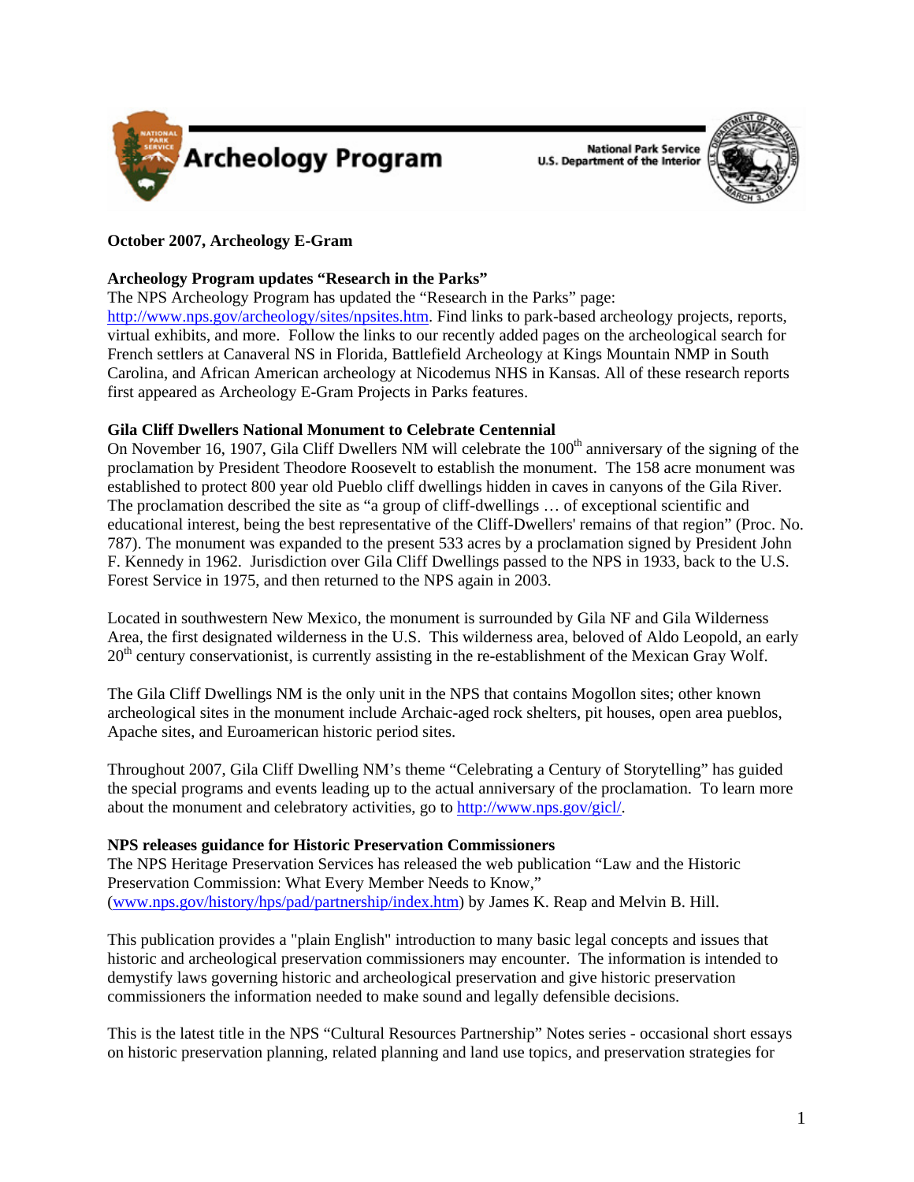Archeology Program

National Park Service
U.S. Department of the Interior

**October 2007, Archeology E-Gram**

**Archeology Program updates "Research in the Parks"**

The NPS Archeology Program has updated the "Research in the Parks" page: http://www.nps.gov/archeology/sites/npsites.htm. Find links to park-based archeology projects, reports, virtual exhibits, and more. Follow the links to our recently added pages on the archeological search for French settlers at Canaveral NS in Florida, Battlefield Archeology at Kings Mountain NMP in South Carolina, and African American archeology at Nicodemus NHS in Kansas. All of these research reports first appeared as Archeology E-Gram Projects in Parks features.

**Gila Cliff Dwellers National Monument to Celebrate Centennial**

On November 16, 1907, Gila Cliff Dwellers NM will celebrate the 100th anniversary of the signing of the proclamation by President Theodore Roosevelt to establish the monument. The 158 acre monument was established to protect 800 year old Pueblo cliff dwellings hidden in caves in canyons of the Gila River. The proclamation described the site as "a group of cliff-dwellings … of exceptional scientific and educational interest, being the best representative of the Cliff-Dwellers' remains of that region" (Proc. No. 787). The monument was expanded to the present 533 acres by a proclamation signed by President John F. Kennedy in 1962. Jurisdiction over Gila Cliff Dwellings passed to the NPS in 1933, back to the U.S. Forest Service in 1975, and then returned to the NPS again in 2003.

Located in southwestern New Mexico, the monument is surrounded by Gila NF and Gila Wilderness Area, the first designated wilderness in the U.S. This wilderness area, beloved of Aldo Leopold, an early 20th century conservationist, is currently assisting in the re-establishment of the Mexican Gray Wolf.

The Gila Cliff Dwellings NM is the only unit in the NPS that contains Mogollon sites; other known archeological sites in the monument include Archaic-aged rock shelters, pit houses, open area pueblos, Apache sites, and Euroamerican historic period sites.

Throughout 2007, Gila Cliff Dwelling NM's theme "Celebrating a Century of Storytelling" has guided the special programs and events leading up to the actual anniversary of the proclamation. To learn more about the monument and celebratory activities, go to http://www.nps.gov/gicl/.

**NPS releases guidance for Historic Preservation Commissioners**

The NPS Heritage Preservation Services has released the web publication "Law and the Historic Preservation Commission: What Every Member Needs to Know," (www.nps.gov/history/hps/pad/partnership/index.htm) by James K. Reap and Melvin B. Hill.

This publication provides a "plain English" introduction to many basic legal concepts and issues that historic and archeological preservation commissioners may encounter. The information is intended to demystify laws governing historic and archeological preservation and give historic preservation commissioners the information needed to make sound and legally defensible decisions.

This is the latest title in the NPS "Cultural Resources Partnership" Notes series - occasional short essays on historic preservation planning, related planning and land use topics, and preservation strategies for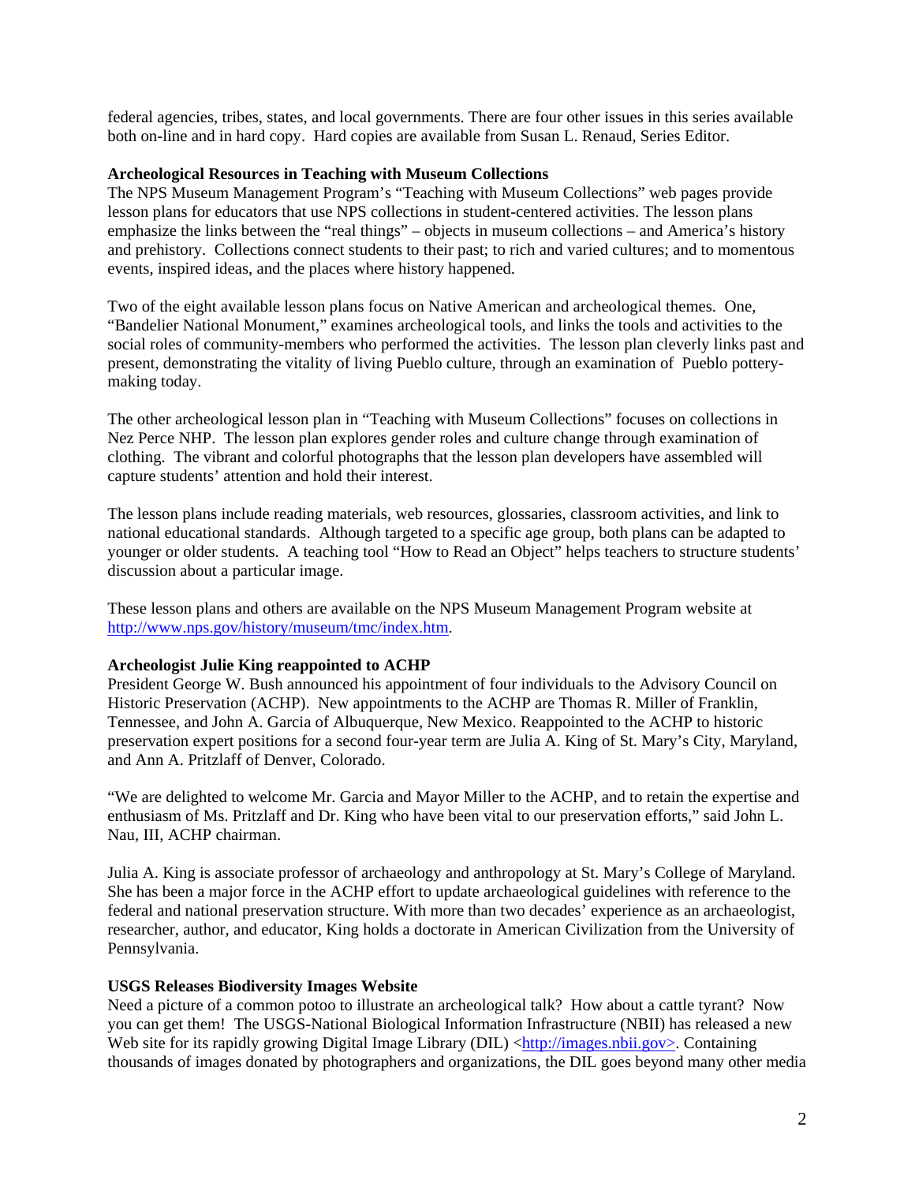federal agencies, tribes, states, and local governments. There are four other issues in this series available both on-line and in hard copy. Hard copies are available from Susan L. Renaud, Series Editor.

**Archeological Resources in Teaching with Museum Collections**

The NPS Museum Management Program's "Teaching with Museum Collections" web pages provide lesson plans for educators that use NPS collections in student-centered activities. The lesson plans emphasize the links between the "real things" – objects in museum collections – and America's history and prehistory. Collections connect students to their past; to rich and varied cultures; and to momentous events, inspired ideas, and the places where history happened.

Two of the eight available lesson plans focus on Native American and archeological themes. One, "Bandelier National Monument," examines archeological tools, and links the tools and activities to the social roles of community-members who performed the activities. The lesson plan cleverly links past and present, demonstrating the vitality of living Pueblo culture, through an examination of Pueblo pottery-making today.

The other archeological lesson plan in "Teaching with Museum Collections" focuses on collections in Nez Perce NHP. The lesson plan explores gender roles and culture change through examination of clothing. The vibrant and colorful photographs that the lesson plan developers have assembled will capture students' attention and hold their interest.

The lesson plans include reading materials, web resources, glossaries, classroom activities, and link to national educational standards. Although targeted to a specific age group, both plans can be adapted to younger or older students. A teaching tool "How to Read an Object" helps teachers to structure students' discussion about a particular image.

These lesson plans and others are available on the NPS Museum Management Program website at http://www.nps.gov/history/museum/tmc/index.htm.

**Archeologist Julie King reappointed to ACHP**

President George W. Bush announced his appointment of four individuals to the Advisory Council on Historic Preservation (ACHP). New appointments to the ACHP are Thomas R. Miller of Franklin, Tennessee, and John A. Garcia of Albuquerque, New Mexico. Reappointed to the ACHP to historic preservation expert positions for a second four-year term are Julia A. King of St. Mary's City, Maryland, and Ann A. Pritzlaff of Denver, Colorado.

"We are delighted to welcome Mr. Garcia and Mayor Miller to the ACHP, and to retain the expertise and enthusiasm of Ms. Pritzlaff and Dr. King who have been vital to our preservation efforts," said John L. Nau, III, ACHP chairman.

Julia A. King is associate professor of archaeology and anthropology at St. Mary's College of Maryland. She has been a major force in the ACHP effort to update archaeological guidelines with reference to the federal and national preservation structure. With more than two decades' experience as an archaeologist, researcher, author, and educator, King holds a doctorate in American Civilization from the University of Pennsylvania.

**USGS Releases Biodiversity Images Website**

Need a picture of a common potoo to illustrate an archeological talk? How about a cattle tyrant? Now you can get them! The USGS-National Biological Information Infrastructure (NBII) has released a new Web site for its rapidly growing Digital Image Library (DIL) <http://images.nbii.gov>. Containing thousands of images donated by photographers and organizations, the DIL goes beyond many other media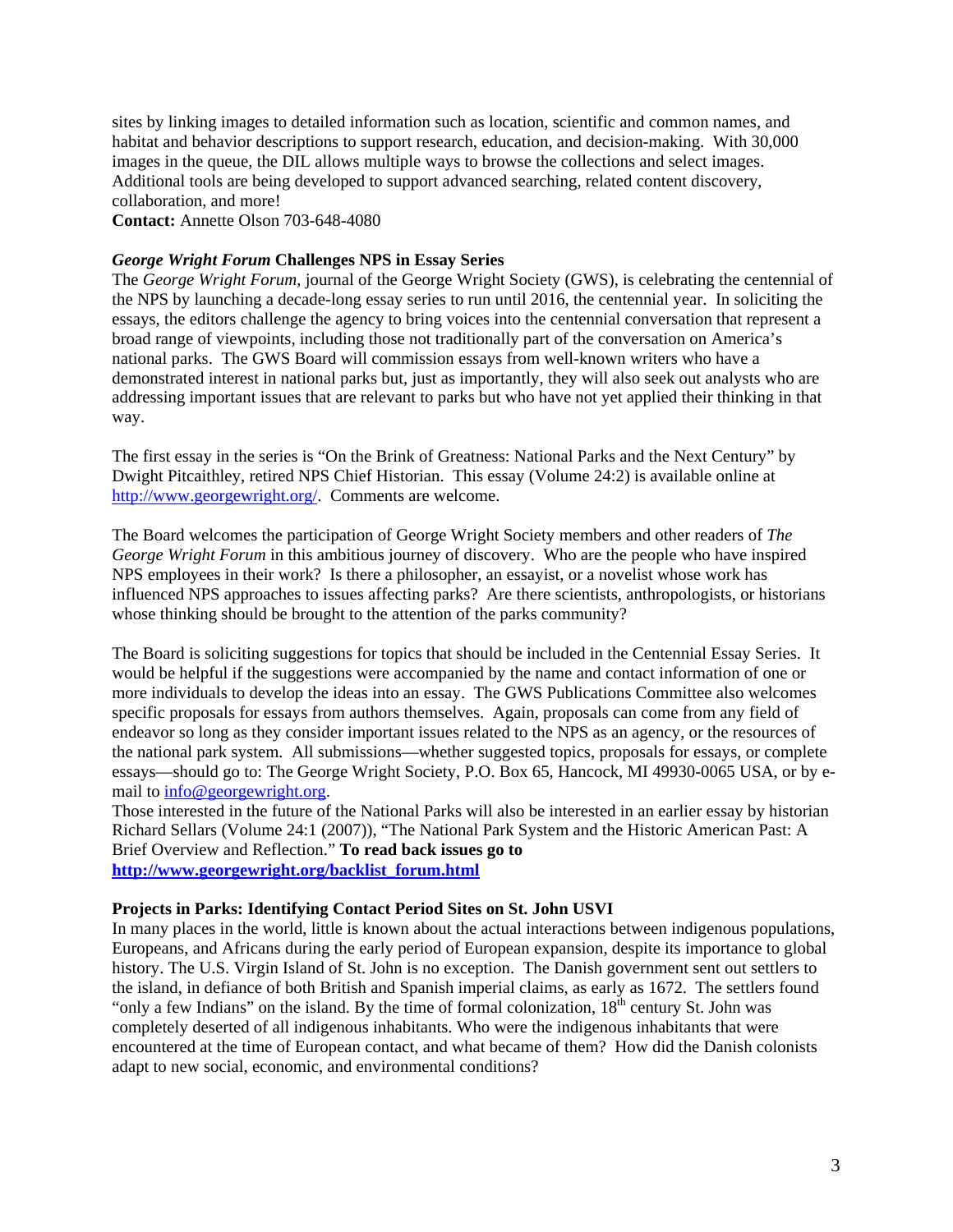sites by linking images to detailed information such as location, scientific and common names, and habitat and behavior descriptions to support research, education, and decision-making. With 30,000 images in the queue, the DIL allows multiple ways to browse the collections and select images. Additional tools are being developed to support advanced searching, related content discovery, collaboration, and more!

**Contact:** Annette Olson 703-648-4080

### *George Wright Forum* Challenges NPS in Essay Series

The *George Wright Forum*, journal of the George Wright Society (GWS), is celebrating the centennial of the NPS by launching a decade-long essay series to run until 2016, the centennial year. In soliciting the essays, the editors challenge the agency to bring voices into the centennial conversation that represent a broad range of viewpoints, including those not traditionally part of the conversation on America's national parks. The GWS Board will commission essays from well-known writers who have a demonstrated interest in national parks but, just as importantly, they will also seek out analysts who are addressing important issues that are relevant to parks but who have not yet applied their thinking in that way.

The first essay in the series is "On the Brink of Greatness: National Parks and the Next Century" by Dwight Pitcaithley, retired NPS Chief Historian. This essay (Volume 24:2) is available online at http://www.georgewright.org/. Comments are welcome.

The Board welcomes the participation of George Wright Society members and other readers of *The George Wright Forum* in this ambitious journey of discovery. Who are the people who have inspired NPS employees in their work? Is there a philosopher, an essayist, or a novelist whose work has influenced NPS approaches to issues affecting parks? Are there scientists, anthropologists, or historians whose thinking should be brought to the attention of the parks community?

The Board is soliciting suggestions for topics that should be included in the Centennial Essay Series. It would be helpful if the suggestions were accompanied by the name and contact information of one or more individuals to develop the ideas into an essay. The GWS Publications Committee also welcomes specific proposals for essays from authors themselves. Again, proposals can come from any field of endeavor so long as they consider important issues related to the NPS as an agency, or the resources of the national park system. All submissions—whether suggested topics, proposals for essays, or complete essays—should go to: The George Wright Society, P.O. Box 65, Hancock, MI 49930-0065 USA, or by e-mail to info@georgewright.org.

Those interested in the future of the National Parks will also be interested in an earlier essay by historian Richard Sellars (Volume 24:1 (2007)), "The National Park System and the Historic American Past: A Brief Overview and Reflection." **To read back issues go to http://www.georgewright.org/backlist_forum.html**

### Projects in Parks: Identifying Contact Period Sites on St. John USVI

In many places in the world, little is known about the actual interactions between indigenous populations, Europeans, and Africans during the early period of European expansion, despite its importance to global history. The U.S. Virgin Island of St. John is no exception. The Danish government sent out settlers to the island, in defiance of both British and Spanish imperial claims, as early as 1672. The settlers found "only a few Indians" on the island. By the time of formal colonization, 18th century St. John was completely deserted of all indigenous inhabitants. Who were the indigenous inhabitants that were encountered at the time of European contact, and what became of them? How did the Danish colonists adapt to new social, economic, and environmental conditions?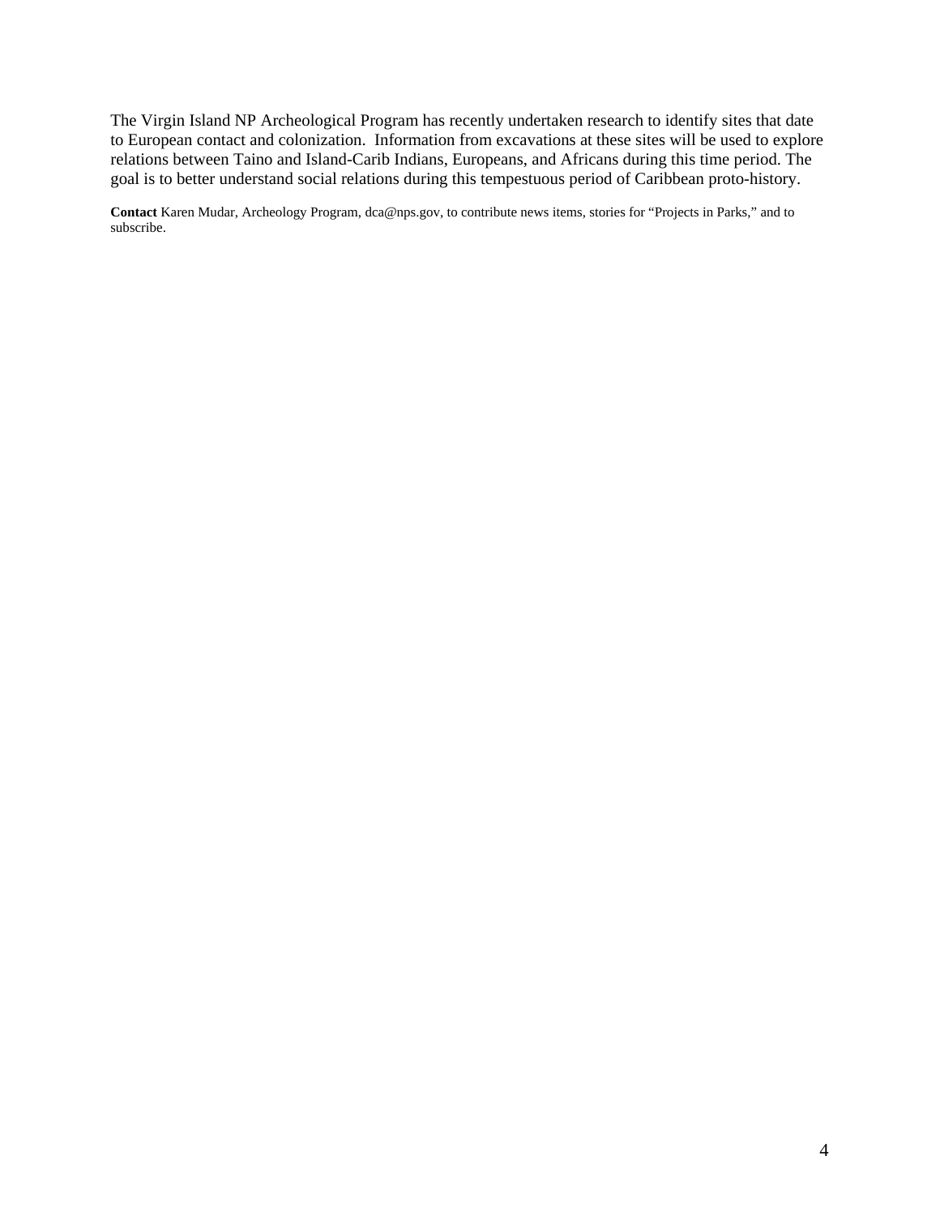The Virgin Island NP Archeological Program has recently undertaken research to identify sites that date to European contact and colonization.  Information from excavations at these sites will be used to explore relations between Taino and Island-Carib Indians, Europeans, and Africans during this time period. The goal is to better understand social relations during this tempestuous period of Caribbean proto-history.

**Contact** Karen Mudar, Archeology Program, dca@nps.gov, to contribute news items, stories for "Projects in Parks," and to subscribe.